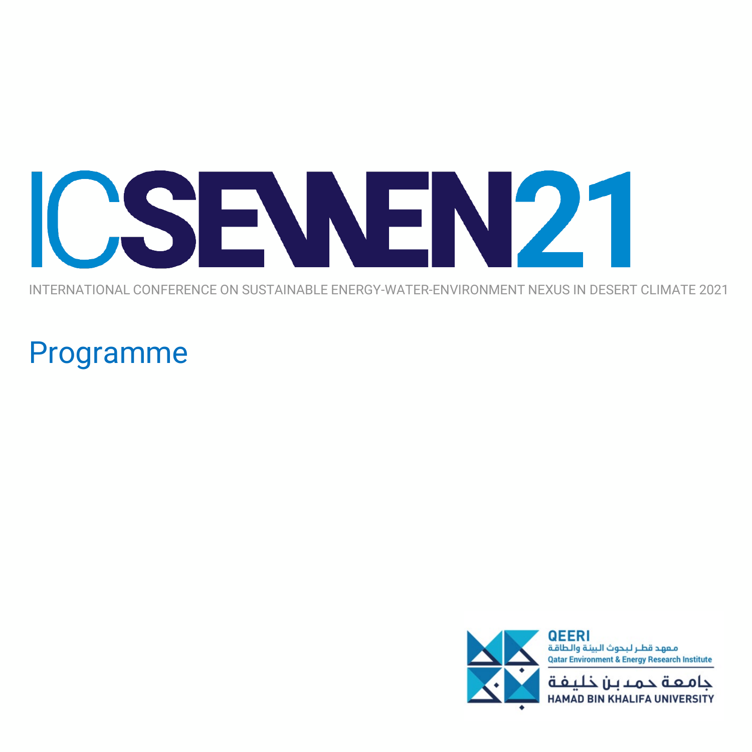# ICSEWEN21

INTERNATIONAL CONFERENCE ON SUSTAINABLE ENERGY-WATER-ENVIRONMENT NEXUS IN DESERT CLIMATE 2021

## Programme

QEERI

معهد قطر لبحوث البيئة والطاقة

Qatar Environment & Energy Research Institute

جامعة حمد بن خليفة

HAMAD BIN KHALIFA UNIVERSITY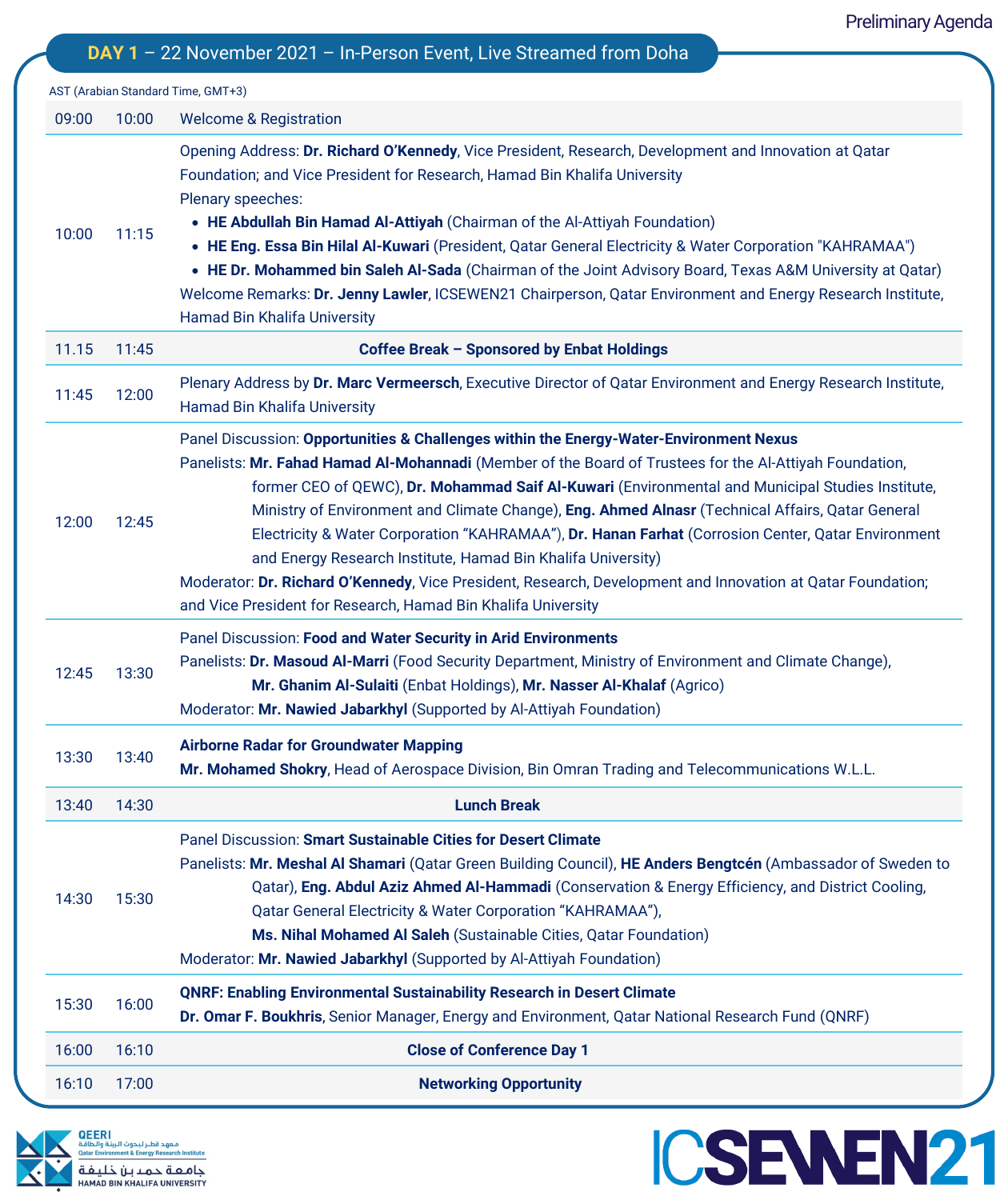Preliminary Agenda

## DAY 1 – 22 November 2021 – In-Person Event, Live Streamed from Doha

AST (Arabian Standard Time, GMT+3)

| Start | End | Session |
|---|---|---|
| 09:00 | 10:00 | Welcome & Registration |
| 10:00 | 11:15 | Opening Address: **Dr. Richard O'Kennedy**, Vice President, Research, Development and Innovation at Qatar Foundation; and Vice President for Research, Hamad Bin Khalifa University<br>Plenary speeches:<br>• **HE Abdullah Bin Hamad Al-Attiyah** (Chairman of the Al-Attiyah Foundation)<br>• **HE Eng. Essa Bin Hilal Al-Kuwari** (President, Qatar General Electricity & Water Corporation "KAHRAMAA")<br>• **HE Dr. Mohammed bin Saleh Al-Sada** (Chairman of the Joint Advisory Board, Texas A&M University at Qatar)<br>Welcome Remarks: **Dr. Jenny Lawler**, ICSEWEN21 Chairperson, Qatar Environment and Energy Research Institute, Hamad Bin Khalifa University |
| 11.15 | 11:45 | **Coffee Break – Sponsored by Enbat Holdings** |
| 11:45 | 12:00 | Plenary Address by **Dr. Marc Vermeersch**, Executive Director of Qatar Environment and Energy Research Institute, Hamad Bin Khalifa University |
| 12:00 | 12:45 | Panel Discussion: **Opportunities & Challenges within the Energy-Water-Environment Nexus**<br>Panelists: **Mr. Fahad Hamad Al-Mohannadi** (Member of the Board of Trustees for the Al-Attiyah Foundation, former CEO of QEWC), **Dr. Mohammad Saif Al-Kuwari** (Environmental and Municipal Studies Institute, Ministry of Environment and Climate Change), **Eng. Ahmed Alnasr** (Technical Affairs, Qatar General Electricity & Water Corporation "KAHRAMAA"), **Dr. Hanan Farhat** (Corrosion Center, Qatar Environment and Energy Research Institute, Hamad Bin Khalifa University)<br>Moderator: **Dr. Richard O'Kennedy**, Vice President, Research, Development and Innovation at Qatar Foundation; and Vice President for Research, Hamad Bin Khalifa University |
| 12:45 | 13:30 | Panel Discussion: **Food and Water Security in Arid Environments**<br>Panelists: **Dr. Masoud Al-Marri** (Food Security Department, Ministry of Environment and Climate Change), **Mr. Ghanim Al-Sulaiti** (Enbat Holdings), **Mr. Nasser Al-Khalaf** (Agrico)<br>Moderator: **Mr. Nawied Jabarkhyl** (Supported by Al-Attiyah Foundation) |
| 13:30 | 13:40 | **Airborne Radar for Groundwater Mapping**<br>**Mr. Mohamed Shokry**, Head of Aerospace Division, Bin Omran Trading and Telecommunications W.L.L. |
| 13:40 | 14:30 | **Lunch Break** |
| 14:30 | 15:30 | Panel Discussion: **Smart Sustainable Cities for Desert Climate**<br>Panelists: **Mr. Meshal Al Shamari** (Qatar Green Building Council), **HE Anders Bengtcén** (Ambassador of Sweden to Qatar), **Eng. Abdul Aziz Ahmed Al-Hammadi** (Conservation & Energy Efficiency, and District Cooling, Qatar General Electricity & Water Corporation "KAHRAMAA"), **Ms. Nihal Mohamed Al Saleh** (Sustainable Cities, Qatar Foundation)<br>Moderator: **Mr. Nawied Jabarkhyl** (Supported by Al-Attiyah Foundation) |
| 15:30 | 16:00 | **QNRF: Enabling Environmental Sustainability Research in Desert Climate**<br>**Dr. Omar F. Boukhris**, Senior Manager, Energy and Environment, Qatar National Research Fund (QNRF) |
| 16:00 | 16:10 | **Close of Conference Day 1** |
| 16:10 | 17:00 | **Networking Opportunity** |

QEERI
معهد قطر لبحوث البيئة والطاقة
Qatar Environment & Energy Research Institute
جامعة حمد بن خليفة
HAMAD BIN KHALIFA UNIVERSITY

ICSEWEN21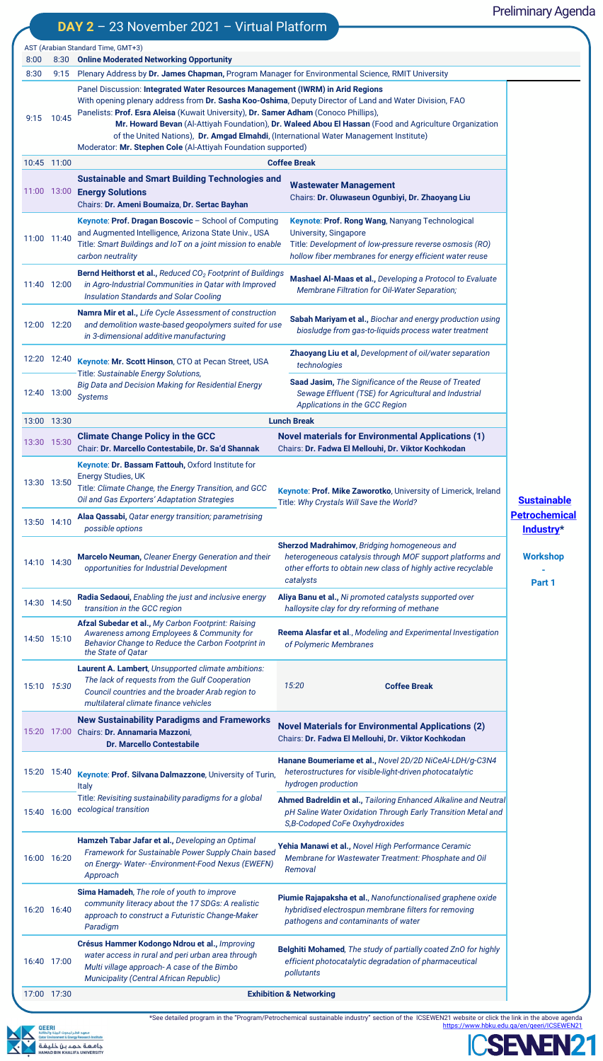# DAY 2 – 23 November 2021 – Virtual Platform

Preliminary Agenda

AST (Arabian Standard Time, GMT+3)

| Start | End | Session | Session | |
|---|---|---|---|---|
| 8:00 | 8:30 | **Online Moderated Networking Opportunity** | | |
| 8:30 | 9:15 | Plenary Address by **Dr. James Chapman,** Program Manager for Environmental Science, RMIT University | | |
| 9:15 | 10:45 | Panel Discussion: **Integrated Water Resources Management (IWRM) in Arid Regions** With opening plenary address from **Dr. Sasha Koo-Oshima**, Deputy Director of Land and Water Division, FAO Panelists: **Prof. Esra Aleisa** (Kuwait University), **Dr. Samer Adham** (Conoco Phillips), **Mr. Howard Bevan** (Al-Attiyah Foundation), **Dr. Waleed Abou El Hassan** (Food and Agriculture Organization of the United Nations), **Dr. Amgad Elmahdi**, (International Water Management Institute) Moderator: **Mr. Stephen Cole** (Al-Attiyah Foundation supported) | | |
| 10:45 | 11:00 | **Coffee Break** | | |
| 11:00 | 13:00 | **Sustainable and Smart Building Technologies and Energy Solutions** Chairs: **Dr. Ameni Boumaiza, Dr. Sertac Bayhan** | **Wastewater Management** Chairs: **Dr. Oluwaseun Ogunbiyi, Dr. Zhaoyang Liu** | |
| 11:00 | 11:40 | **Keynote: Prof. Dragan Boscovic** – School of Computing and Augmented Intelligence, Arizona State Univ., USA Title: *Smart Buildings and IoT on a joint mission to enable carbon neutrality* | **Keynote: Prof. Rong Wang**, Nanyang Technological University, Singapore Title: *Development of low-pressure reverse osmosis (RO) hollow fiber membranes for energy efficient water reuse* | |
| 11:40 | 12:00 | **Bernd Heithorst et al.,** *Reduced $CO_2$ Footprint of Buildings in Agro-Industrial Communities in Qatar with Improved Insulation Standards and Solar Cooling* | **Mashael Al-Maas et al.,** *Developing a Protocol to Evaluate Membrane Filtration for Oil-Water Separation;* | |
| 12:00 | 12:20 | **Namra Mir et al.,** *Life Cycle Assessment of construction and demolition waste-based geopolymers suited for use in 3-dimensional additive manufacturing* | **Sabah Mariyam et al.,** *Biochar and energy production using biosludge from gas-to-liquids process water treatment* | |
| 12:20 | 12:40 | **Keynote: Mr. Scott Hinson,** CTO at Pecan Street, USA Title: *Sustainable Energy Solutions, Big Data and Decision Making for Residential Energy Systems* | **Zhaoyang Liu et al,** *Development of oil/water separation technologies* | |
| 12:40 | 13:00 | | **Saad Jasim,** *The Significance of the Reuse of Treated Sewage Effluent (TSE) for Agricultural and Industrial Applications in the GCC Region* | |
| 13:00 | 13:30 | **Lunch Break** | | |
| 13:30 | 15:30 | **Climate Change Policy in the GCC** Chair: **Dr. Marcello Contestabile, Dr. Sa'd Shannak** | **Novel materials for Environmental Applications (1)** Chairs: **Dr. Fadwa El Mellouhi, Dr. Viktor Kochkodan** | **Sustainable Petrochemical Industry*** **Workshop - Part 1** |
| 13:30 | 13:50 | **Keynote: Dr. Bassam Fattouh,** Oxford Institute for Energy Studies, UK Title: *Climate Change, the Energy Transition, and GCC Oil and Gas Exporters' Adaptation Strategies* | **Keynote: Prof. Mike Zaworotko,** University of Limerick, Ireland Title: *Why Crystals Will Save the World?* | |
| 13:50 | 14:10 | **Alaa Qassabi,** *Qatar energy transition; parametrising possible options* | | |
| 14:10 | 14:30 | **Marcelo Neuman,** *Cleaner Energy Generation and their opportunities for Industrial Development* | **Sherzod Madrahimov,** *Bridging homogeneous and heterogeneous catalysis through MOF support platforms and other efforts to obtain new class of highly active recyclable catalysts* | |
| 14:30 | 14:50 | **Radia Sedaoui,** *Enabling the just and inclusive energy transition in the GCC region* | **Aliya Banu et al.,** *Ni promoted catalysts supported over halloysite clay for dry reforming of methane* | |
| 14:50 | 15:10 | **Afzal Subedar et al.,** *My Carbon Footprint: Raising Awareness among Employees & Community for Behavior Change to Reduce the Carbon Footprint in the State of Qatar* | **Reema Alasfar et al.,** *Modeling and Experimental Investigation of Polymeric Membranes* | |
| 15:10 | *15:30* | **Laurent A. Lambert,** *Unsupported climate ambitions: The lack of requests from the Gulf Cooperation Council countries and the broader Arab region to multilateral climate finance vehicles* | *15:20* **Coffee Break** | |
| 15:20 | 17:00 | **New Sustainability Paradigms and Frameworks** Chairs: **Dr. Annamaria Mazzoni, Dr. Marcello Contestabile** | **Novel Materials for Environmental Applications (2)** Chairs: **Dr. Fadwa El Mellouhi, Dr. Viktor Kochkodan** | |
| 15:20 | 15:40 | **Keynote: Prof. Silvana Dalmazzone,** University of Turin, Italy Title: *Revisiting sustainability paradigms for a global ecological transition* | **Hanane Boumeriame et al.,** *Novel 2D/2D NiCeAl-LDH/g-C3N4 heterostructures for visible-light-driven photocatalytic hydrogen production* | |
| 15:40 | 16:00 | | **Ahmed Badreldin et al.,** *Tailoring Enhanced Alkaline and Neutral pH Saline Water Oxidation Through Early Transition Metal and S,B-Codoped CoFe Oxyhydroxides* | |
| 16:00 | 16:20 | **Hamzeh Tabar Jafar et al.,** *Developing an Optimal Framework for Sustainable Power Supply Chain based on Energy- Water- -Environment-Food Nexus (EWEFN) Approach* | **Yehia Manawi et al.,** *Novel High Performance Ceramic Membrane for Wastewater Treatment: Phosphate and Oil Removal* | |
| 16:20 | 16:40 | **Sima Hamadeh,** *The role of youth to improve community literacy about the 17 SDGs: A realistic approach to construct a Futuristic Change-Maker Paradigm* | **Piumie Rajapaksha et al.,** *Nanofunctionalised graphene oxide hybridised electrospun membrane filters for removing pathogens and contaminants of water* | |
| 16:40 | 17:00 | **Crésus Hammer Kodongo Ndrou et al.,** *Improving water access in rural and peri urban area through Multi village approach- A case of the Bimbo Municipality (Central African Republic)* | **Belghiti Mohamed,** *The study of partially coated ZnO for highly efficient photocatalytic degradation of pharmaceutical pollutants* | |
| 17:00 | 17:30 | **Exhibition & Networking** | | |

*See detailed program in the "Program/Petrochemical sustainable industry" section of the ICSEWEN21 website or click the link in the above agenda https://www.hbku.edu.qa/en/qeeri/ICSEWEN21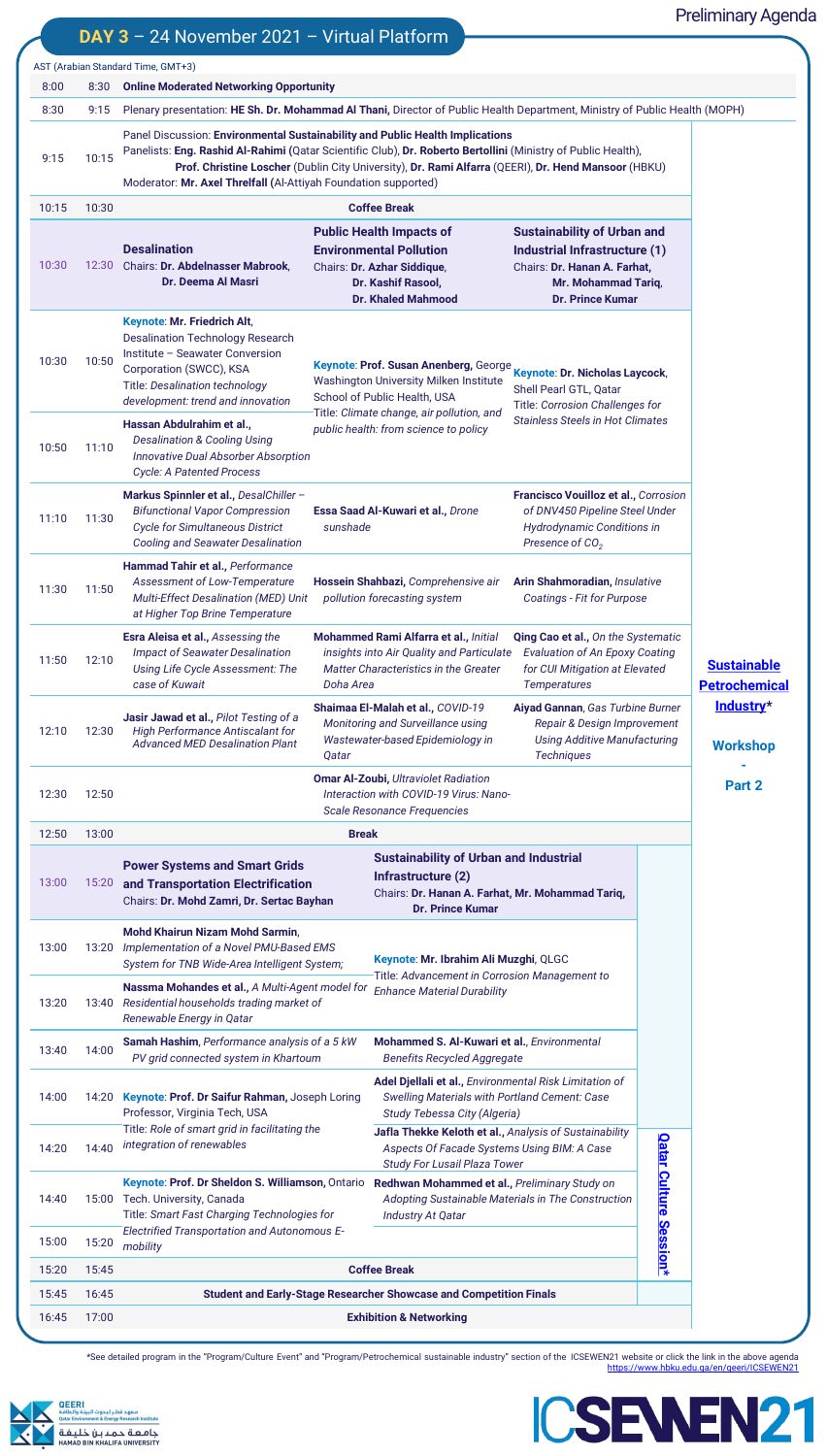Preliminary Agenda

## DAY 3 – 24 November 2021 – Virtual Platform

AST (Arabian Standard Time, GMT+3)

| Start | End | | | | |
|---|---|---|---|---|---|
| 8:00 | 8:30 | **Online Moderated Networking Opportunity** | | | |
| 8:30 | 9:15 | Plenary presentation: **HE Sh. Dr. Mohammad Al Thani**, Director of Public Health Department, Ministry of Public Health (MOPH) | | | |
| 9:15 | 10:15 | Panel Discussion: **Environmental Sustainability and Public Health Implications** Panelists: **Eng. Rashid Al-Rahimi** (Qatar Scientific Club), **Dr. Roberto Bertollini** (Ministry of Public Health), **Prof. Christine Loscher** (Dublin City University), **Dr. Rami Alfarra** (QEERI), **Dr. Hend Mansoor** (HBKU) Moderator: **Mr. Axel Threlfall** (Al-Attiyah Foundation supported) | | | [Sustainable Petrochemical Industry](https://www.hbku.edu.qa/en/qeeri/ICSEWEN21)* Workshop - Part 2 |
| 10:15 | 10:30 | **Coffee Break** | | | |
| 10:30 | 12:30 | **Desalination** Chairs: **Dr. Abdelnasser Mabrook, Dr. Deema Al Masri** | **Public Health Impacts of Environmental Pollution** Chairs: **Dr. Azhar Siddique, Dr. Kashif Rasool, Dr. Khaled Mahmood** | **Sustainability of Urban and Industrial Infrastructure (1)** Chairs: **Dr. Hanan A. Farhat, Mr. Mohammad Tariq, Dr. Prince Kumar** | |
| 10:30 | 10:50 | **Keynote: Mr. Friedrich Alt**, Desalination Technology Research Institute – Seawater Conversion Corporation (SWCC), KSA Title: *Desalination technology development: trend and innovation* | **Keynote: Prof. Susan Anenberg**, George Washington University Milken Institute School of Public Health, USA Title: *Climate change, air pollution, and public health: from science to policy* | **Keynote: Dr. Nicholas Laycock**, Shell Pearl GTL, Qatar Title: *Corrosion Challenges for Stainless Steels in Hot Climates* | |
| 10:50 | 11:10 | **Hassan Abdulrahim et al.**, *Desalination & Cooling Using Innovative Dual Absorber Absorption Cycle: A Patented Process* | | | |
| 11:10 | 11:30 | **Markus Spinnler et al.**, *DesalChiller – Bifunctional Vapor Compression Cycle for Simultaneous District Cooling and Seawater Desalination* | **Essa Saad Al-Kuwari et al.**, *Drone sunshade* | **Francisco Vouilloz et al.**, *Corrosion of DNV450 Pipeline Steel Under Hydrodynamic Conditions in Presence of $CO_2$* | |
| 11:30 | 11:50 | **Hammad Tahir et al.**, *Performance Assessment of Low-Temperature Multi-Effect Desalination (MED) Unit at Higher Top Brine Temperature* | **Hossein Shahbazi**, *Comprehensive air pollution forecasting system* | **Arin Shahmoradian**, *Insulative Coatings - Fit for Purpose* | |
| 11:50 | 12:10 | **Esra Aleisa et al.**, *Assessing the Impact of Seawater Desalination Using Life Cycle Assessment: The case of Kuwait* | **Mohammed Rami Alfarra et al.**, *Initial insights into Air Quality and Particulate Matter Characteristics in the Greater Doha Area* | **Qing Cao et al.**, *On the Systematic Evaluation of An Epoxy Coating for CUI Mitigation at Elevated Temperatures* | |
| 12:10 | 12:30 | **Jasir Jawad et al.**, *Pilot Testing of a High Performance Antiscalant for Advanced MED Desalination Plant* | **Shaimaa El-Malah et al.**, *COVID-19 Monitoring and Surveillance using Wastewater-based Epidemiology in Qatar* | **Aiyad Gannan**, *Gas Turbine Burner Repair & Design Improvement Using Additive Manufacturing Techniques* | |
| 12:30 | 12:50 | | **Omar Al-Zoubi**, *Ultraviolet Radiation Interaction with COVID-19 Virus: Nano-Scale Resonance Frequencies* | | |
| 12:50 | 13:00 | **Break** | | | |
| 13:00 | 15:20 | **Power Systems and Smart Grids and Transportation Electrification** Chairs: **Dr. Mohd Zamri, Dr. Sertac Bayhan** | **Sustainability of Urban and Industrial Infrastructure (2)** Chairs: **Dr. Hanan A. Farhat, Mr. Mohammad Tariq, Dr. Prince Kumar** | [Qatar Culture Session](https://www.hbku.edu.qa/en/qeeri/ICSEWEN21)* | |
| 13:00 | 13:20 | **Mohd Khairun Nizam Mohd Sarmin**, *Implementation of a Novel PMU-Based EMS System for TNB Wide-Area Intelligent System;* | **Keynote: Mr. Ibrahim Ali Muzghi**, QLGC Title: *Advancement in Corrosion Management to Enhance Material Durability* | | |
| 13:20 | 13:40 | **Nassma Mohandes et al.**, *A Multi-Agent model for Residential households trading market of Renewable Energy in Qatar* | | | |
| 13:40 | 14:00 | **Samah Hashim**, *Performance analysis of a 5 kW PV grid connected system in Khartoum* | **Mohammed S. Al-Kuwari et al.**, *Environmental Benefits Recycled Aggregate* | | |
| 14:00 | 14:20 | **Keynote: Prof. Dr Saifur Rahman**, Joseph Loring Professor, Virginia Tech, USA Title: *Role of smart grid in facilitating the integration of renewables* | **Adel Djellali et al.**, *Environmental Risk Limitation of Swelling Materials with Portland Cement: Case Study Tebessa City (Algeria)* | | |
| 14:20 | 14:40 | | **Jafla Thekke Keloth et al.**, *Analysis of Sustainability Aspects Of Facade Systems Using BIM: A Case Study For Lusail Plaza Tower* | | |
| 14:40 | 15:00 | **Keynote: Prof. Dr Sheldon S. Williamson,** Ontario Tech. University, Canada Title: *Smart Fast Charging Technologies for Electrified Transportation and Autonomous E-mobility* | **Redhwan Mohammed et al.**, *Preliminary Study on Adopting Sustainable Materials in The Construction Industry At Qatar* | | |
| 15:00 | 15:20 | | | | |
| 15:20 | 15:45 | **Coffee Break** | | | |
| 15:45 | 16:45 | **Student and Early-Stage Researcher Showcase and Competition Finals** | | | |
| 16:45 | 17:00 | **Exhibition & Networking** | | | |

*See detailed program in the "Program/Culture Event" and "Program/Petrochemical sustainable industry" section of the ICSEWEN21 website or click the link in the above agenda https://www.hbku.edu.qa/en/qeeri/ICSEWEN21

QEERI – Qatar Environment & Energy Research Institute
معهد قطر لبحوث البيئة والطاقة
جامعة حمد بن خليفة
HAMAD BIN KHALIFA UNIVERSITY

ICSEWEN21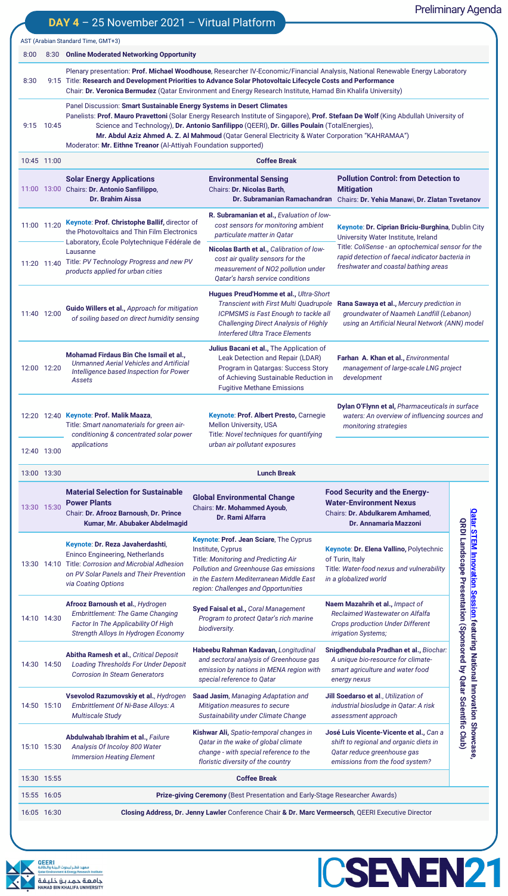Preliminary Agenda

## DAY 4 – 25 November 2021 – Virtual Platform

AST (Arabian Standard Time, GMT+3)

| | | | | |
|---|---|---|---|---|
| 8:00 | 8:30 | **Online Moderated Networking Opportunity** | | |
| 8:30 | 9:15 | Plenary presentation: **Prof. Michael Woodhouse**, Researcher IV-Economic/Financial Analysis, National Renewable Energy Laboratory<br>Title: **Research and Development Priorities to Advance Solar Photovoltaic Lifecycle Costs and Performance**<br>Chair: **Dr. Veronica Bermudez** (Qatar Environment and Energy Research Institute, Hamad Bin Khalifa University) | | |
| 9:15 | 10:45 | Panel Discussion: **Smart Sustainable Energy Systems in Desert Climates**<br>Panelists: **Prof. Mauro Pravettoni** (Solar Energy Research Institute of Singapore), **Prof. Stefaan De Wolf** (King Abdullah University of Science and Technology), **Dr. Antonio Sanfilippo** (QEERI), **Dr. Gilles Poulain** (TotalEnergies), **Mr. Abdul Aziz Ahmed A. Z. Al Mahmoud** (Qatar General Electricity & Water Corporation "KAHRAMAA")<br>Moderator: **Mr. Eithne Treanor** (Al-Attiyah Foundation supported) | | |
| 10:45 | 11:00 | **Coffee Break** | | |
| 11:00 | 13:00 | **Solar Energy Applications**<br>Chairs: **Dr. Antonio Sanfilippo**, **Dr. Brahim Aissa** | **Environmental Sensing**<br>Chairs: **Dr. Nicolas Barth**, **Dr. Subramanian Ramachandran** | **Pollution Control: from Detection to Mitigation**<br>Chairs: **Dr. Yehia Manawi**, **Dr. Zlatan Tsvetanov** |
| 11:00 | 11:20 | **Keynote**: **Prof. Christophe Ballif**, director of the Photovoltaics and Thin Film Electronics Laboratory, École Polytechnique Fédérale de Lausanne<br>Title: *PV Technology Progress and new PV products applied for urban cities* | **R. Subramanian et al.**, *Evaluation of low-cost sensors for monitoring ambient particulate matter in Qatar* | **Keynote**: **Dr. Ciprian Briciu-Burghina**, Dublin City University Water Institute, Ireland<br>Title: *ColiSense - an optochemical sensor for the rapid detection of faecal indicator bacteria in freshwater and coastal bathing areas* |
| 11:20 | 11:40 | | **Nicolas Barth et al.**, *Calibration of low-cost air quality sensors for the measurement of NO2 pollution under Qatar's harsh service conditions* | |
| 11:40 | 12:00 | **Guido Willers et al.**, *Approach for mitigation of soiling based on direct humidity sensing* | **Hugues Preud'Homme et al.**, *Ultra-Short Transcient with First Multi Quadrupole ICPMSMS is Fast Enough to tackle all Challenging Direct Analysis of Highly Interfered Ultra Trace Elements* | **Rana Sawaya et al.**, *Mercury prediction in groundwater of Naameh Landfill (Lebanon) using an Artificial Neural Network (ANN) model* |
| 12:00 | 12:20 | **Mohamad Firdaus Bin Che Ismail et al.**, *Unmanned Aerial Vehicles and Artificial Intelligence based Inspection for Power Assets* | **Julius Bacani et al.**, The Application of Leak Detection and Repair (LDAR) Program in Qatargas: Success Story of Achieving Sustainable Reduction in Fugitive Methane Emissions | **Farhan A. Khan et al.**, *Environmental management of large-scale LNG project development* |
| 12:20 | 12:40 | **Keynote**: **Prof. Malik Maaza**,<br>Title: *Smart nanomaterials for green air-conditioning & concentrated solar power applications* | **Keynote**: **Prof. Albert Presto**, Carnegie Mellon University, USA<br>Title: *Novel techniques for quantifying urban air pollutant exposures* | **Dylan O'Flynn et al**, *Pharmaceuticals in surface waters: An overview of influencing sources and monitoring strategies* |
| 12:40 | 13:00 | | | |
| 13:00 | 13:30 | **Lunch Break** | | |
| 13:30 | 15:30 | **Material Selection for Sustainable Power Plants**<br>Chair: **Dr. Afrooz Barnoush**, **Dr. Prince Kumar**, **Mr. Abubaker Abdelmagid** | **Global Environmental Change**<br>Chairs: **Mr. Mohammed Ayoub**, **Dr. Rami Alfarra** | **Food Security and the Energy-Water-Environment Nexus**<br>Chairs: **Dr. Abdulkarem Amhamed**, **Dr. Annamaria Mazzoni** |
| 13:30 | 14:10 | **Keynote**: **Dr. Reza Javaherdashti**, Eninco Engineering, Netherlands<br>Title: *Corrosion and Microbial Adhesion on PV Solar Panels and Their Prevention via Coating Options* | **Keynote**: **Prof. Jean Sciare**, The Cyprus Institute, Cyprus<br>Title: *Monitoring and Predicting Air Pollution and Greenhouse Gas emissions in the Eastern Mediterranean Middle East region: Challenges and Opportunities* | **Keynote**: **Dr. Elena Vallino**, Polytechnic of Turin, Italy<br>Title: *Water-food nexus and vulnerability in a globalized world* |
| 14:10 | 14:30 | **Afrooz Barnoush et al.**, *Hydrogen Embrittlement: The Game Changing Factor In The Applicability Of High Strength Alloys In Hydrogen Economy* | **Syed Faisal et al.**, *Coral Management Program to protect Qatar's rich marine biodiversity.* | **Naem Mazahrih et al.**, *Impact of Reclaimed Wastewater on Alfalfa Crops production Under Different irrigation Systems;* |
| 14:30 | 14:50 | **Abitha Ramesh et al.**, *Critical Deposit Loading Thresholds For Under Deposit Corrosion In Steam Generators* | **Habeebu Rahman Kadavan**, *Longitudinal and sectoral analysis of Greenhouse gas emission by nations in MENA region with special reference to Qatar* | **Snigdhendubala Pradhan et al.**, *Biochar: A unique bio-resource for climate-smart agriculture and water food energy nexus* |
| 14:50 | 15:10 | **Vsevolod Razumovskiy et al.**, *Hydrogen Embrittlement Of Ni-Base Alloys: A Multiscale Study* | **Saad Jasim**, *Managing Adaptation and Mitigation measures to secure Sustainability under Climate Change* | **Jill Soedarso et al.**, *Utilization of industrial biosludge in Qatar: A risk assessment approach* |
| 15:10 | 15:30 | **Abdulwahab Ibrahim et al.**, *Failure Analysis Of Incoloy 800 Water Immersion Heating Element* | **Kishwar Ali**, *Spatio-temporal changes in Qatar in the wake of global climate change - with special reference to the floristic diversity of the country* | **José Luis Vicente-Vicente et al.**, *Can a shift to regional and organic diets in Qatar reduce greenhouse gas emissions from the food system?* |
| 15:30 | 15:55 | **Coffee Break** | | |
| 15:55 | 16:05 | **Prize-giving Ceremony** (Best Presentation and Early-Stage Researcher Awards) | | |
| 16:05 | 16:30 | **Closing Address, Dr. Jenny Lawler** Conference Chair **& Dr. Marc Vermeersch**, QEERI Executive Director | | |

13:30–15:30 (parallel): **Qatar STEM Innovation Session featuring National Innovation Showcase, QRDI Landscape Presentation (Sponsored by Qatar Scientific Club)**

QEERI
معهد قطر لبحوث البيئة والطاقة
Qatar Environment & Energy Research Institute
جامعة حمد بن خليفة
HAMAD BIN KHALIFA UNIVERSITY

ICSEWEN21